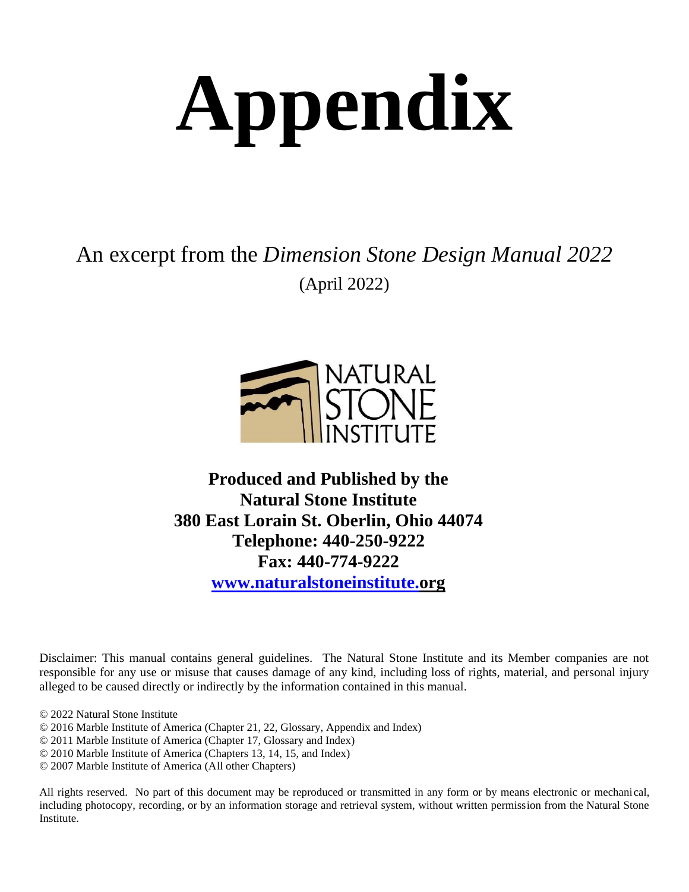# Appendix

An excerpt from the *Dimension Stone Design Manual 2022*

(April 2022)

NATURAL STONE INSTITUTE

**Produced and Published by the**
**Natural Stone Institute**
**380 East Lorain St. Oberlin, Ohio 44074**
**Telephone: 440-250-9222**
**Fax: 440-774-9222**
**www.naturalstoneinstitute.org**

Disclaimer: This manual contains general guidelines. The Natural Stone Institute and its Member companies are not responsible for any use or misuse that causes damage of any kind, including loss of rights, material, and personal injury alleged to be caused directly or indirectly by the information contained in this manual.

© 2022 Natural Stone Institute
© 2016 Marble Institute of America (Chapter 21, 22, Glossary, Appendix and Index)
© 2011 Marble Institute of America (Chapter 17, Glossary and Index)
© 2010 Marble Institute of America (Chapters 13, 14, 15, and Index)
© 2007 Marble Institute of America (All other Chapters)

All rights reserved. No part of this document may be reproduced or transmitted in any form or by means electronic or mechanical, including photocopy, recording, or by an information storage and retrieval system, without written permission from the Natural Stone Institute.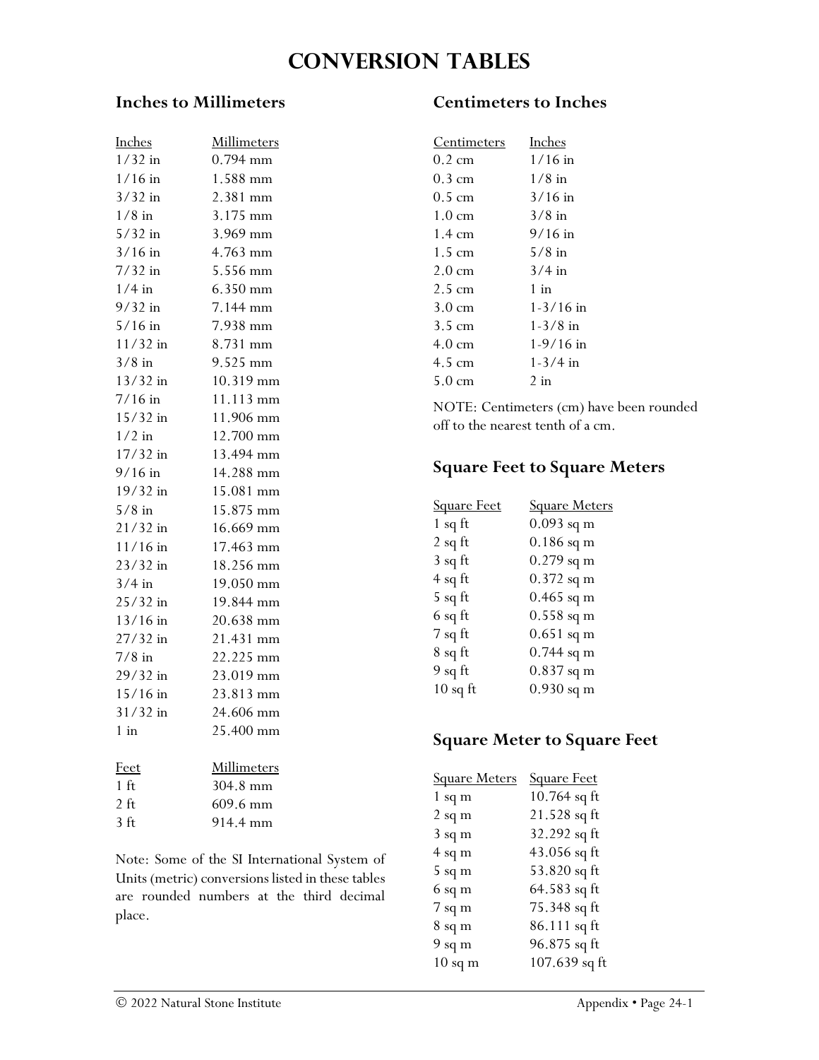# CONVERSION TABLES

## Inches to Millimeters

| Inches | Millimeters |
|---|---|
| 1/32 in | 0.794 mm |
| 1/16 in | 1.588 mm |
| 3/32 in | 2.381 mm |
| 1/8 in | 3.175 mm |
| 5/32 in | 3.969 mm |
| 3/16 in | 4.763 mm |
| 7/32 in | 5.556 mm |
| 1/4 in | 6.350 mm |
| 9/32 in | 7.144 mm |
| 5/16 in | 7.938 mm |
| 11/32 in | 8.731 mm |
| 3/8 in | 9.525 mm |
| 13/32 in | 10.319 mm |
| 7/16 in | 11.113 mm |
| 15/32 in | 11.906 mm |
| 1/2 in | 12.700 mm |
| 17/32 in | 13.494 mm |
| 9/16 in | 14.288 mm |
| 19/32 in | 15.081 mm |
| 5/8 in | 15.875 mm |
| 21/32 in | 16.669 mm |
| 11/16 in | 17.463 mm |
| 23/32 in | 18.256 mm |
| 3/4 in | 19.050 mm |
| 25/32 in | 19.844 mm |
| 13/16 in | 20.638 mm |
| 27/32 in | 21.431 mm |
| 7/8 in | 22.225 mm |
| 29/32 in | 23.019 mm |
| 15/16 in | 23.813 mm |
| 31/32 in | 24.606 mm |
| 1 in | 25.400 mm |

| Feet | Millimeters |
|---|---|
| 1 ft | 304.8 mm |
| 2 ft | 609.6 mm |
| 3 ft | 914.4 mm |

Note: Some of the SI International System of Units (metric) conversions listed in these tables are rounded numbers at the third decimal place.

## Centimeters to Inches

| Centimeters | Inches |
|---|---|
| 0.2 cm | 1/16 in |
| 0.3 cm | 1/8 in |
| 0.5 cm | 3/16 in |
| 1.0 cm | 3/8 in |
| 1.4 cm | 9/16 in |
| 1.5 cm | 5/8 in |
| 2.0 cm | 3/4 in |
| 2.5 cm | 1 in |
| 3.0 cm | 1-3/16 in |
| 3.5 cm | 1-3/8 in |
| 4.0 cm | 1-9/16 in |
| 4.5 cm | 1-3/4 in |
| 5.0 cm | 2 in |

NOTE: Centimeters (cm) have been rounded off to the nearest tenth of a cm.

## Square Feet to Square Meters

| Square Feet | Square Meters |
|---|---|
| 1 sq ft | 0.093 sq m |
| 2 sq ft | 0.186 sq m |
| 3 sq ft | 0.279 sq m |
| 4 sq ft | 0.372 sq m |
| 5 sq ft | 0.465 sq m |
| 6 sq ft | 0.558 sq m |
| 7 sq ft | 0.651 sq m |
| 8 sq ft | 0.744 sq m |
| 9 sq ft | 0.837 sq m |
| 10 sq ft | 0.930 sq m |

## Square Meter to Square Feet

| Square Meters | Square Feet |
|---|---|
| 1 sq m | 10.764 sq ft |
| 2 sq m | 21.528 sq ft |
| 3 sq m | 32.292 sq ft |
| 4 sq m | 43.056 sq ft |
| 5 sq m | 53.820 sq ft |
| 6 sq m | 64.583 sq ft |
| 7 sq m | 75.348 sq ft |
| 8 sq m | 86.111 sq ft |
| 9 sq m | 96.875 sq ft |
| 10 sq m | 107.639 sq ft |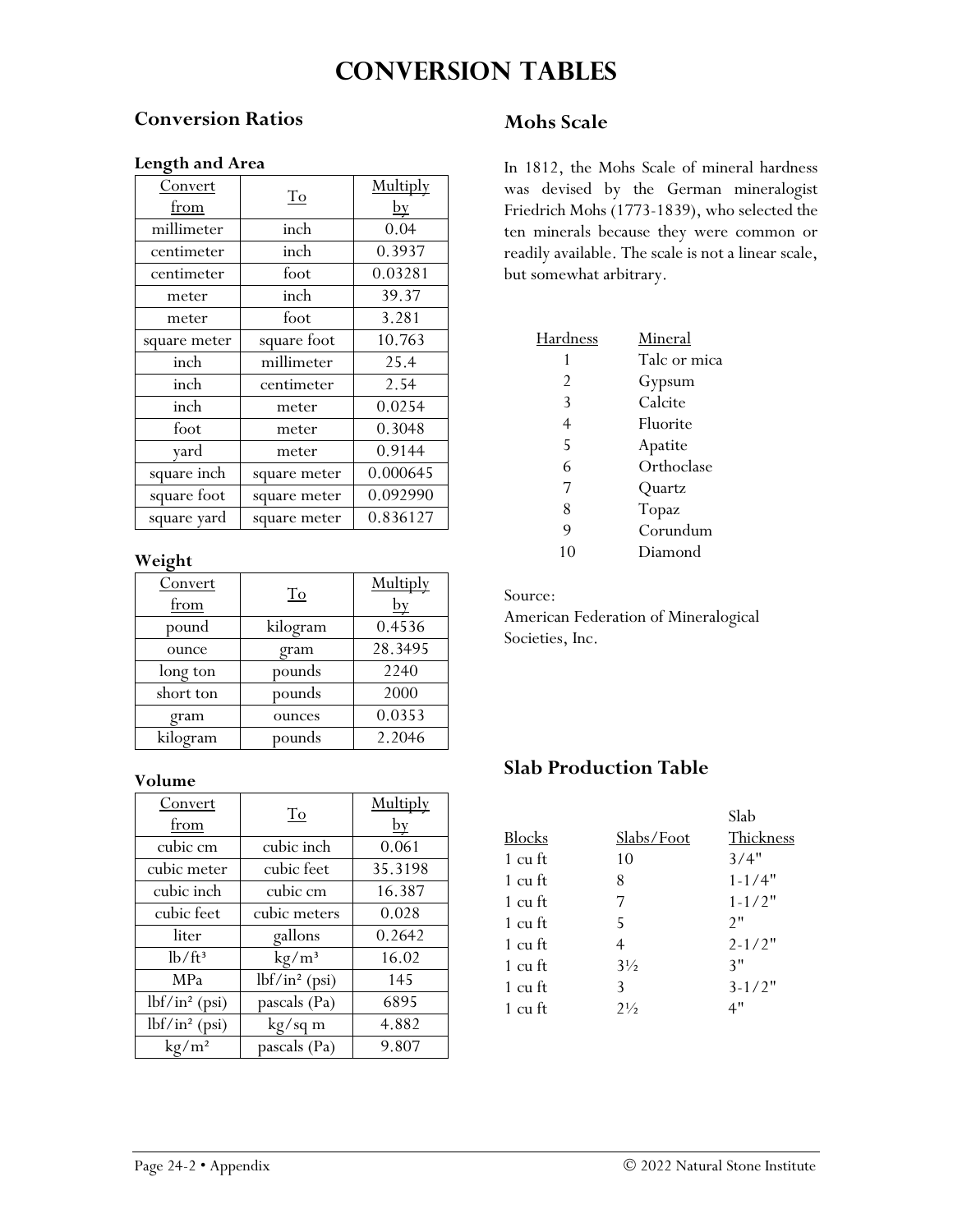# Conversion Tables

## Conversion Ratios

### Length and Area

| Convert from | To | Multiply by |
|---|---|---|
| millimeter | inch | 0.04 |
| centimeter | inch | 0.3937 |
| centimeter | foot | 0.03281 |
| meter | inch | 39.37 |
| meter | foot | 3.281 |
| square meter | square foot | 10.763 |
| inch | millimeter | 25.4 |
| inch | centimeter | 2.54 |
| inch | meter | 0.0254 |
| foot | meter | 0.3048 |
| yard | meter | 0.9144 |
| square inch | square meter | 0.000645 |
| square foot | square meter | 0.092990 |
| square yard | square meter | 0.836127 |

### Weight

| Convert from | To | Multiply by |
|---|---|---|
| pound | kilogram | 0.4536 |
| ounce | gram | 28.3495 |
| long ton | pounds | 2240 |
| short ton | pounds | 2000 |
| gram | ounces | 0.0353 |
| kilogram | pounds | 2.2046 |

### Volume

| Convert from | To | Multiply by |
|---|---|---|
| cubic cm | cubic inch | 0.061 |
| cubic meter | cubic feet | 35.3198 |
| cubic inch | cubic cm | 16.387 |
| cubic feet | cubic meters | 0.028 |
| liter | gallons | 0.2642 |
| $lb/ft^3$ | $kg/m^3$ | 16.02 |
| MPa | $lbf/in^2$ (psi) | 145 |
| $lbf/in^2$ (psi) | pascals (Pa) | 6895 |
| $lbf/in^2$ (psi) | kg/sq m | 4.882 |
| $kg/m^2$ | pascals (Pa) | 9.807 |

## Mohs Scale

In 1812, the Mohs Scale of mineral hardness was devised by the German mineralogist Friedrich Mohs (1773-1839), who selected the ten minerals because they were common or readily available. The scale is not a linear scale, but somewhat arbitrary.

| Hardness | Mineral |
|---|---|
| 1 | Talc or mica |
| 2 | Gypsum |
| 3 | Calcite |
| 4 | Fluorite |
| 5 | Apatite |
| 6 | Orthoclase |
| 7 | Quartz |
| 8 | Topaz |
| 9 | Corundum |
| 10 | Diamond |

Source:
American Federation of Mineralogical Societies, Inc.

## Slab Production Table

| Blocks | Slabs/Foot | Slab Thickness |
|---|---|---|
| 1 cu ft | 10 | 3/4" |
| 1 cu ft | 8 | 1-1/4" |
| 1 cu ft | 7 | 1-1/2" |
| 1 cu ft | 5 | 2" |
| 1 cu ft | 4 | 2-1/2" |
| 1 cu ft | 3½ | 3" |
| 1 cu ft | 3 | 3-1/2" |
| 1 cu ft | 2½ | 4" |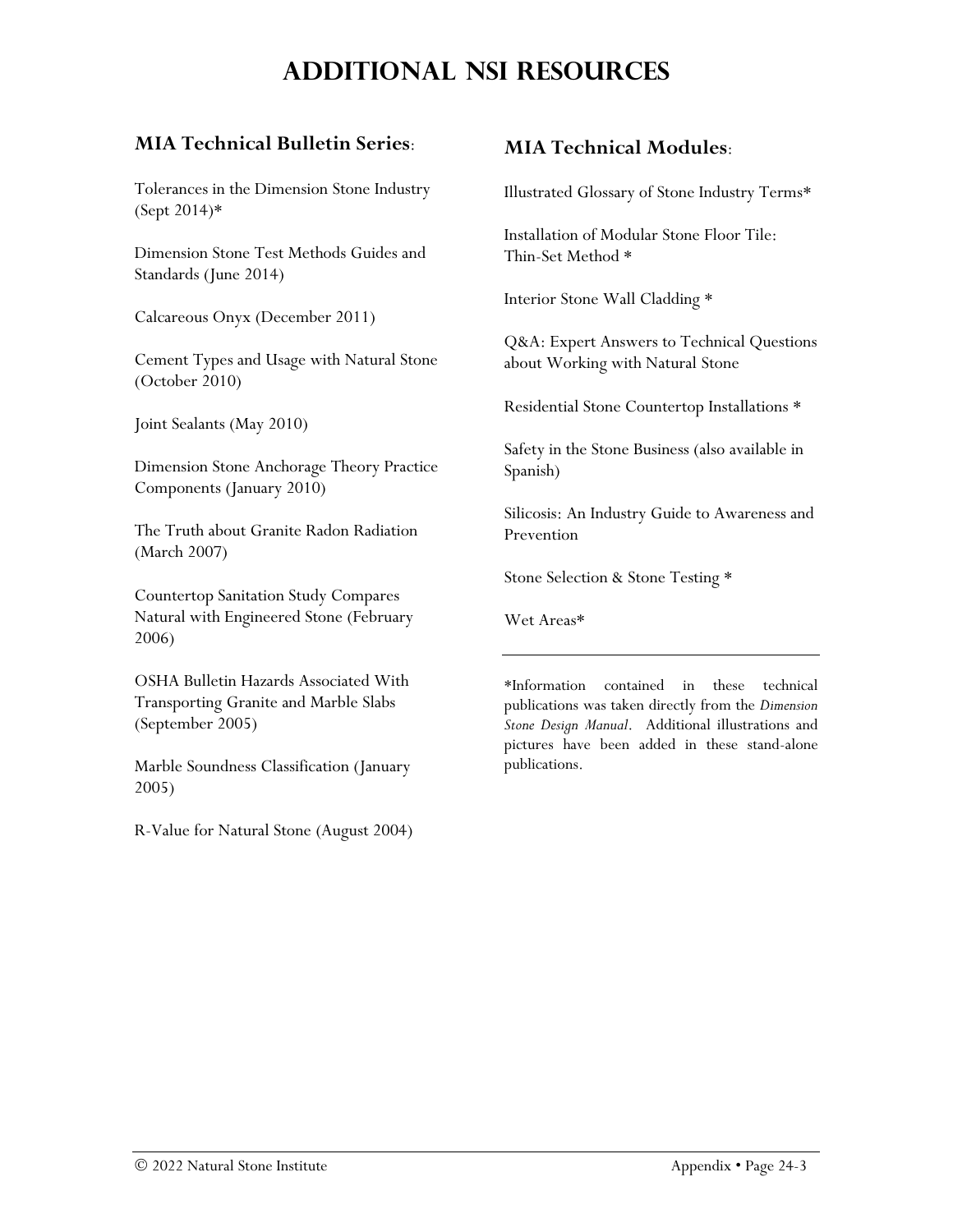# ADDITIONAL NSI RESOURCES

## MIA Technical Bulletin Series:

Tolerances in the Dimension Stone Industry (Sept 2014)*

Dimension Stone Test Methods Guides and Standards (June 2014)

Calcareous Onyx (December 2011)

Cement Types and Usage with Natural Stone (October 2010)

Joint Sealants (May 2010)

Dimension Stone Anchorage Theory Practice Components (January 2010)

The Truth about Granite Radon Radiation (March 2007)

Countertop Sanitation Study Compares Natural with Engineered Stone (February 2006)

OSHA Bulletin Hazards Associated With Transporting Granite and Marble Slabs (September 2005)

Marble Soundness Classification (January 2005)

R-Value for Natural Stone (August 2004)

## MIA Technical Modules:

Illustrated Glossary of Stone Industry Terms*

Installation of Modular Stone Floor Tile: Thin-Set Method *

Interior Stone Wall Cladding *

Q&A: Expert Answers to Technical Questions about Working with Natural Stone

Residential Stone Countertop Installations *

Safety in the Stone Business (also available in Spanish)

Silicosis: An Industry Guide to Awareness and Prevention

Stone Selection & Stone Testing *

Wet Areas*

---

*Information contained in these technical publications was taken directly from the *Dimension Stone Design Manual*. Additional illustrations and pictures have been added in these stand-alone publications.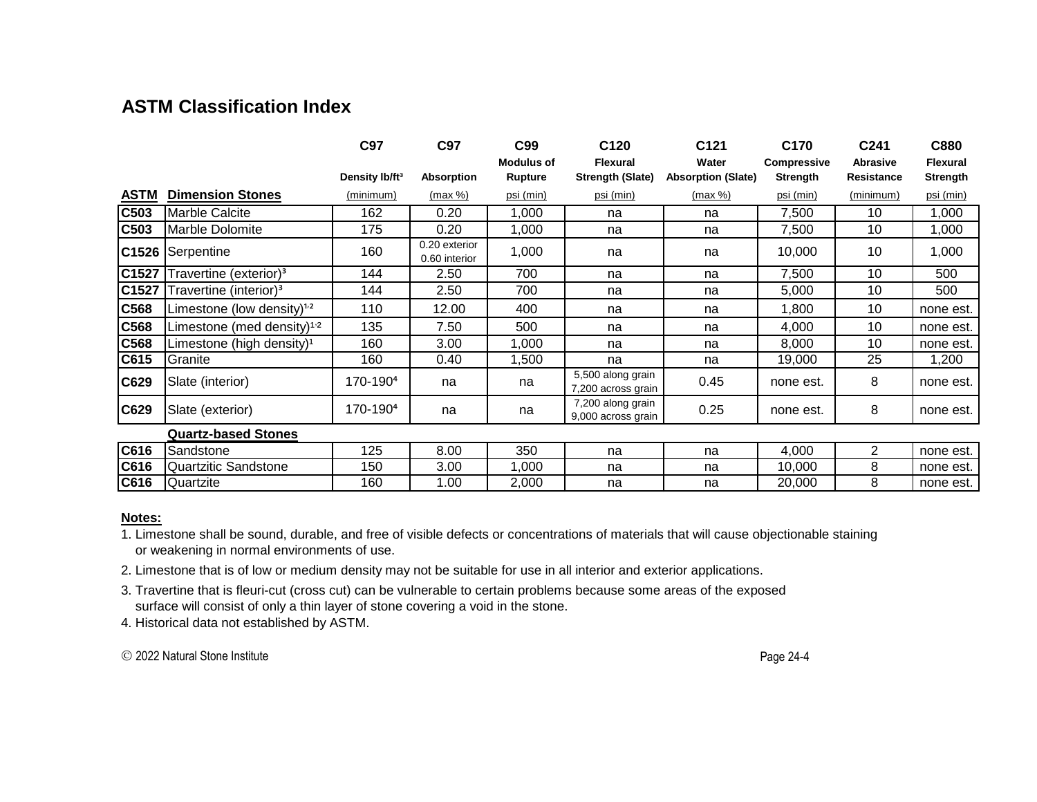## ASTM Classification Index

| ASTM | Dimension Stones | C97 Density lb/ft³ (minimum) | C97 Absorption (max %) | C99 Modulus of Rupture psi (min) | C120 Flexural Strength (Slate) psi (min) | C121 Water Absorption (Slate) (max %) | C170 Compressive Strength psi (min) | C241 Abrasive Resistance (minimum) | C880 Flexural Strength psi (min) |
|---|---|---|---|---|---|---|---|---|---|
| C503 | Marble Calcite | 162 | 0.20 | 1,000 | na | na | 7,500 | 10 | 1,000 |
| C503 | Marble Dolomite | 175 | 0.20 | 1,000 | na | na | 7,500 | 10 | 1,000 |
| C1526 | Serpentine | 160 | 0.20 exterior 0.60 interior | 1,000 | na | na | 10,000 | 10 | 1,000 |
| C1527 | Travertine (exterior)[3] | 144 | 2.50 | 700 | na | na | 7,500 | 10 | 500 |
| C1527 | Travertine (interior)[3] | 144 | 2.50 | 700 | na | na | 5,000 | 10 | 500 |
| C568 | Limestone (low density)[1,2] | 110 | 12.00 | 400 | na | na | 1,800 | 10 | none est. |
| C568 | Limestone (med density)[1,2] | 135 | 7.50 | 500 | na | na | 4,000 | 10 | none est. |
| C568 | Limestone (high density)[1] | 160 | 3.00 | 1,000 | na | na | 8,000 | 10 | none est. |
| C615 | Granite | 160 | 0.40 | 1,500 | na | na | 19,000 | 25 | 1,200 |
| C629 | Slate (interior) | 170-190[4] | na | na | 5,500 along grain 7,200 across grain | 0.45 | none est. | 8 | none est. |
| C629 | Slate (exterior) | 170-190[4] | na | na | 7,200 along grain 9,000 across grain | 0.25 | none est. | 8 | none est. |
| | **Quartz-based Stones** | | | | | | | | |
| C616 | Sandstone | 125 | 8.00 | 350 | na | na | 4,000 | 2 | none est. |
| C616 | Quartzitic Sandstone | 150 | 3.00 | 1,000 | na | na | 10,000 | 8 | none est. |
| C616 | Quartzite | 160 | 1.00 | 2,000 | na | na | 20,000 | 8 | none est. |

**Notes:**

1. Limestone shall be sound, durable, and free of visible defects or concentrations of materials that will cause objectionable staining or weakening in normal environments of use.
2. Limestone that is of low or medium density may not be suitable for use in all interior and exterior applications.
3. Travertine that is fleuri-cut (cross cut) can be vulnerable to certain problems because some areas of the exposed surface will consist of only a thin layer of stone covering a void in the stone.
4. Historical data not established by ASTM.

© 2022 Natural Stone Institute